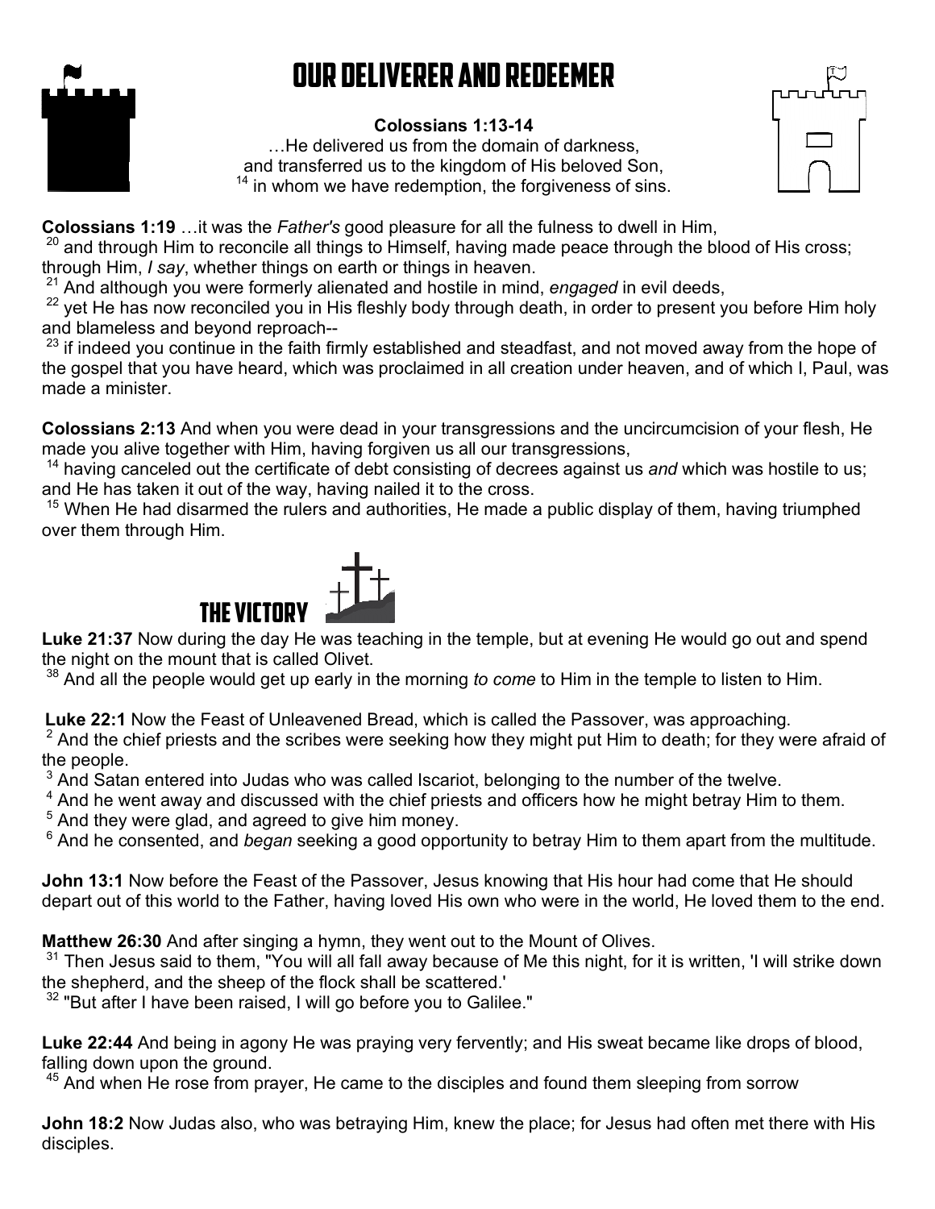# Our Deliverer and Redeemer

**Colossians 1:13-14**

…He delivered us from the domain of darkness,
and transferred us to the kingdom of His beloved Son,
[14] in whom we have redemption, the forgiveness of sins.

**Colossians 1:19** …it was the *Father's* good pleasure for all the fulness to dwell in Him,
[20] and through Him to reconcile all things to Himself, having made peace through the blood of His cross; through Him, *I say*, whether things on earth or things in heaven.
[21] And although you were formerly alienated and hostile in mind, *engaged* in evil deeds,
[22] yet He has now reconciled you in His fleshly body through death, in order to present you before Him holy and blameless and beyond reproach--
[23] if indeed you continue in the faith firmly established and steadfast, and not moved away from the hope of the gospel that you have heard, which was proclaimed in all creation under heaven, and of which I, Paul, was made a minister.

**Colossians 2:13** And when you were dead in your transgressions and the uncircumcision of your flesh, He made you alive together with Him, having forgiven us all our transgressions,
[14] having canceled out the certificate of debt consisting of decrees against us *and* which was hostile to us; and He has taken it out of the way, having nailed it to the cross.
[15] When He had disarmed the rulers and authorities, He made a public display of them, having triumphed over them through Him.

## The Victory

**Luke 21:37** Now during the day He was teaching in the temple, but at evening He would go out and spend the night on the mount that is called Olivet.
[38] And all the people would get up early in the morning *to come* to Him in the temple to listen to Him.

**Luke 22:1** Now the Feast of Unleavened Bread, which is called the Passover, was approaching.
[2] And the chief priests and the scribes were seeking how they might put Him to death; for they were afraid of the people.
[3] And Satan entered into Judas who was called Iscariot, belonging to the number of the twelve.
[4] And he went away and discussed with the chief priests and officers how he might betray Him to them.
[5] And they were glad, and agreed to give him money.
[6] And he consented, and *began* seeking a good opportunity to betray Him to them apart from the multitude.

**John 13:1** Now before the Feast of the Passover, Jesus knowing that His hour had come that He should depart out of this world to the Father, having loved His own who were in the world, He loved them to the end.

**Matthew 26:30** And after singing a hymn, they went out to the Mount of Olives.
[31] Then Jesus said to them, "You will all fall away because of Me this night, for it is written, 'I will strike down the shepherd, and the sheep of the flock shall be scattered.'
[32] "But after I have been raised, I will go before you to Galilee."

**Luke 22:44** And being in agony He was praying very fervently; and His sweat became like drops of blood, falling down upon the ground.
[45] And when He rose from prayer, He came to the disciples and found them sleeping from sorrow

**John 18:2** Now Judas also, who was betraying Him, knew the place; for Jesus had often met there with His disciples.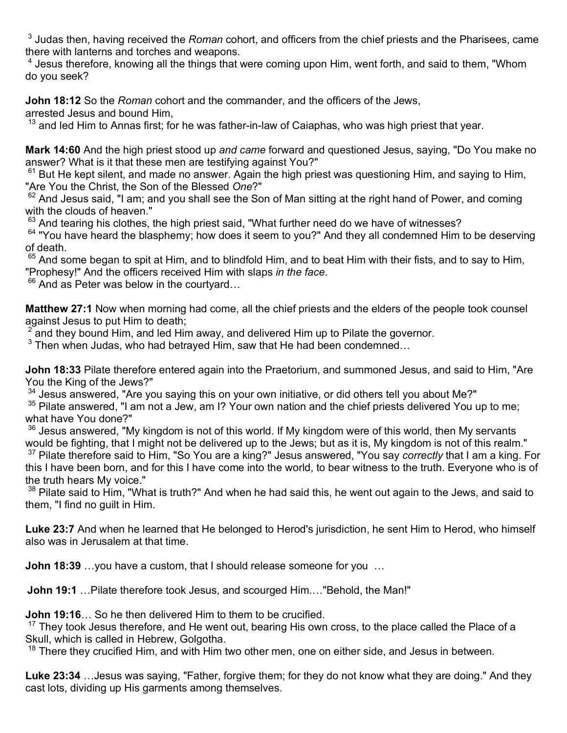[3] Judas then, having received the *Roman* cohort, and officers from the chief priests and the Pharisees, came there with lanterns and torches and weapons.
[4] Jesus therefore, knowing all the things that were coming upon Him, went forth, and said to them, "Whom do you seek?

**John 18:12** So the *Roman* cohort and the commander, and the officers of the Jews, arrested Jesus and bound Him,
[13] and led Him to Annas first; for he was father-in-law of Caiaphas, who was high priest that year.

**Mark 14:60** And the high priest stood up *and came* forward and questioned Jesus, saying, "Do You make no answer? What is it that these men are testifying against You?"
[61] But He kept silent, and made no answer. Again the high priest was questioning Him, and saying to Him, "Are You the Christ, the Son of the Blessed *One*?"
[62] And Jesus said, "I am; and you shall see the Son of Man sitting at the right hand of Power, and coming with the clouds of heaven."
[63] And tearing his clothes, the high priest said, "What further need do we have of witnesses?
[64] "You have heard the blasphemy; how does it seem to you?" And they all condemned Him to be deserving of death.
[65] And some began to spit at Him, and to blindfold Him, and to beat Him with their fists, and to say to Him, "Prophesy!" And the officers received Him with slaps *in the face*.
[66] And as Peter was below in the courtyard…

**Matthew 27:1** Now when morning had come, all the chief priests and the elders of the people took counsel against Jesus to put Him to death;
[2] and they bound Him, and led Him away, and delivered Him up to Pilate the governor.
[3] Then when Judas, who had betrayed Him, saw that He had been condemned…

**John 18:33** Pilate therefore entered again into the Praetorium, and summoned Jesus, and said to Him, "Are You the King of the Jews?"
[34] Jesus answered, "Are you saying this on your own initiative, or did others tell you about Me?"
[35] Pilate answered, "I am not a Jew, am I? Your own nation and the chief priests delivered You up to me; what have You done?"
[36] Jesus answered, "My kingdom is not of this world. If My kingdom were of this world, then My servants would be fighting, that I might not be delivered up to the Jews; but as it is, My kingdom is not of this realm."
[37] Pilate therefore said to Him, "So You are a king?" Jesus answered, "You say *correctly* that I am a king. For this I have been born, and for this I have come into the world, to bear witness to the truth. Everyone who is of the truth hears My voice."
[38] Pilate said to Him, "What is truth?" And when he had said this, he went out again to the Jews, and said to them, "I find no guilt in Him.

**Luke 23:7** And when he learned that He belonged to Herod's jurisdiction, he sent Him to Herod, who himself also was in Jerusalem at that time.

**John 18:39** …you have a custom, that I should release someone for you …

**John 19:1** …Pilate therefore took Jesus, and scourged Him.…"Behold, the Man!"

**John 19:16**… So he then delivered Him to them to be crucified.
[17] They took Jesus therefore, and He went out, bearing His own cross, to the place called the Place of a Skull, which is called in Hebrew, Golgotha.
[18] There they crucified Him, and with Him two other men, one on either side, and Jesus in between.

**Luke 23:34** …Jesus was saying, "Father, forgive them; for they do not know what they are doing." And they cast lots, dividing up His garments among themselves.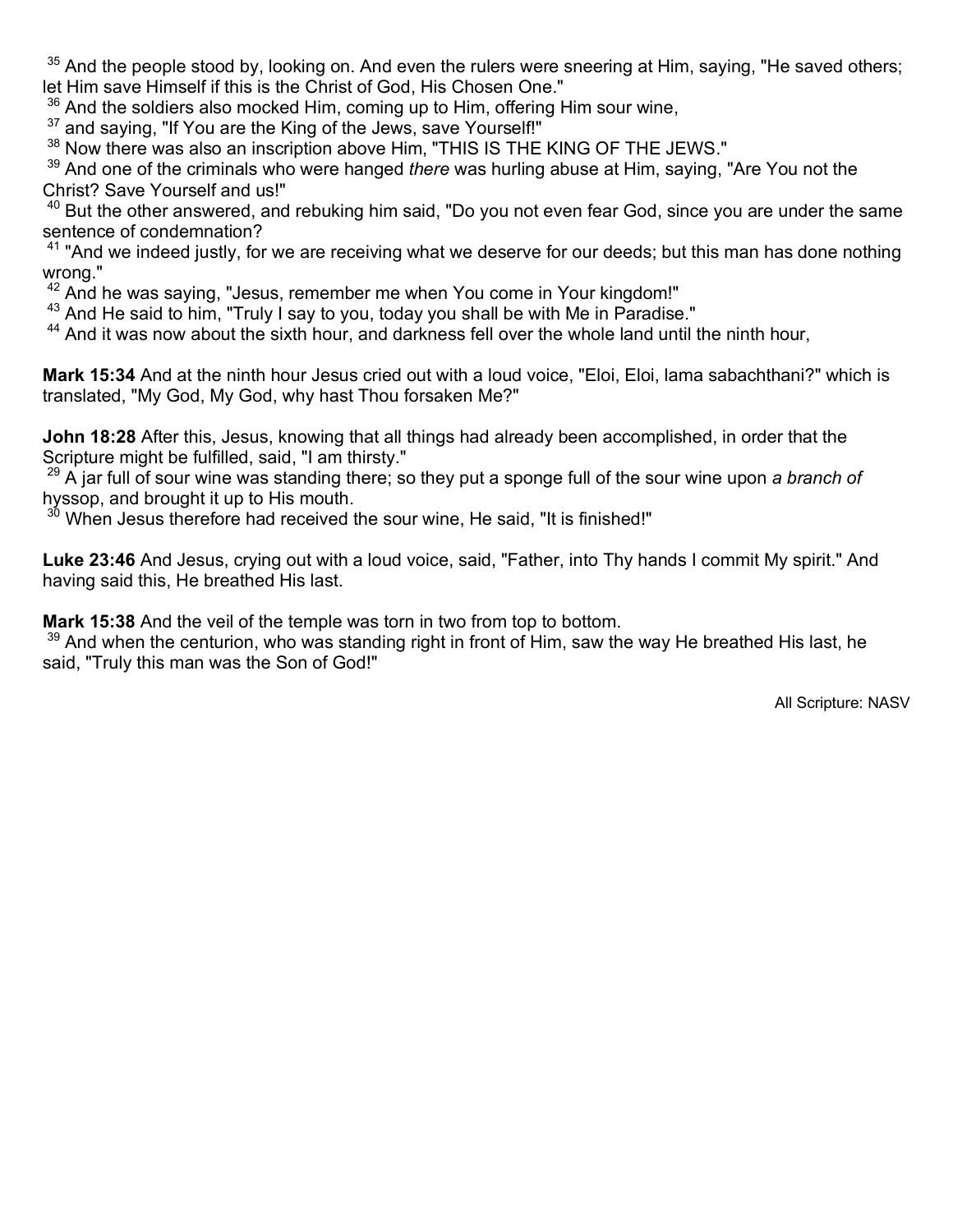[35] And the people stood by, looking on. And even the rulers were sneering at Him, saying, "He saved others; let Him save Himself if this is the Christ of God, His Chosen One."
[36] And the soldiers also mocked Him, coming up to Him, offering Him sour wine,
[37] and saying, "If You are the King of the Jews, save Yourself!"
[38] Now there was also an inscription above Him, "THIS IS THE KING OF THE JEWS."
[39] And one of the criminals who were hanged *there* was hurling abuse at Him, saying, "Are You not the Christ? Save Yourself and us!"
[40] But the other answered, and rebuking him said, "Do you not even fear God, since you are under the same sentence of condemnation?
[41] "And we indeed justly, for we are receiving what we deserve for our deeds; but this man has done nothing wrong."
[42] And he was saying, "Jesus, remember me when You come in Your kingdom!"
[43] And He said to him, "Truly I say to you, today you shall be with Me in Paradise."
[44] And it was now about the sixth hour, and darkness fell over the whole land until the ninth hour,

**Mark 15:34** And at the ninth hour Jesus cried out with a loud voice, "Eloi, Eloi, lama sabachthani?" which is translated, "My God, My God, why hast Thou forsaken Me?"

**John 18:28** After this, Jesus, knowing that all things had already been accomplished, in order that the Scripture might be fulfilled, said, "I am thirsty."
[29] A jar full of sour wine was standing there; so they put a sponge full of the sour wine upon *a branch of* hyssop, and brought it up to His mouth.
[30] When Jesus therefore had received the sour wine, He said, "It is finished!"

**Luke 23:46** And Jesus, crying out with a loud voice, said, "Father, into Thy hands I commit My spirit." And having said this, He breathed His last.

**Mark 15:38** And the veil of the temple was torn in two from top to bottom.
[39] And when the centurion, who was standing right in front of Him, saw the way He breathed His last, he said, "Truly this man was the Son of God!"

All Scripture: NASV